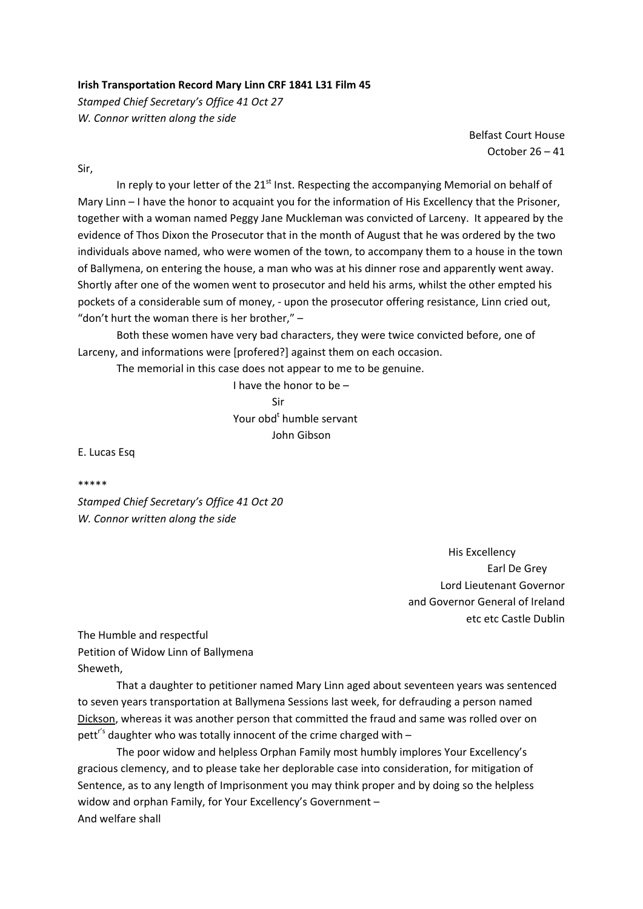**Irish Transportation Record Mary Linn CRF 1841 L31 Film 45**

*Stamped Chief Secretary's Office 41 Oct 27*

*W. Connor written along the side*

Belfast Court House
October 26 – 41

Sir,

In reply to your letter of the 21st Inst. Respecting the accompanying Memorial on behalf of Mary Linn – I have the honor to acquaint you for the information of His Excellency that the Prisoner, together with a woman named Peggy Jane Muckleman was convicted of Larceny. It appeared by the evidence of Thos Dixon the Prosecutor that in the month of August that he was ordered by the two individuals above named, who were women of the town, to accompany them to a house in the town of Ballymena, on entering the house, a man who was at his dinner rose and apparently went away. Shortly after one of the women went to prosecutor and held his arms, whilst the other empted his pockets of a considerable sum of money, - upon the prosecutor offering resistance, Linn cried out, "don't hurt the woman there is her brother," –

Both these women have very bad characters, they were twice convicted before, one of Larceny, and informations were [profered?] against them on each occasion.

The memorial in this case does not appear to me to be genuine.

I have the honor to be –
Sir
Your obd[t] humble servant
John Gibson

E. Lucas Esq

*****

*Stamped Chief Secretary's Office 41 Oct 20*

*W. Connor written along the side*

His Excellency
Earl De Grey
Lord Lieutenant Governor
and Governor General of Ireland
etc etc Castle Dublin

The Humble and respectful
Petition of Widow Linn of Ballymena
Sheweth,

That a daughter to petitioner named Mary Linn aged about seventeen years was sentenced to seven years transportation at Ballymena Sessions last week, for defrauding a person named <u>Dickson</u>, whereas it was another person that committed the fraud and same was rolled over on pett[r's] daughter who was totally innocent of the crime charged with –

The poor widow and helpless Orphan Family most humbly implores Your Excellency's gracious clemency, and to please take her deplorable case into consideration, for mitigation of Sentence, as to any length of Imprisonment you may think proper and by doing so the helpless widow and orphan Family, for Your Excellency's Government –

And welfare shall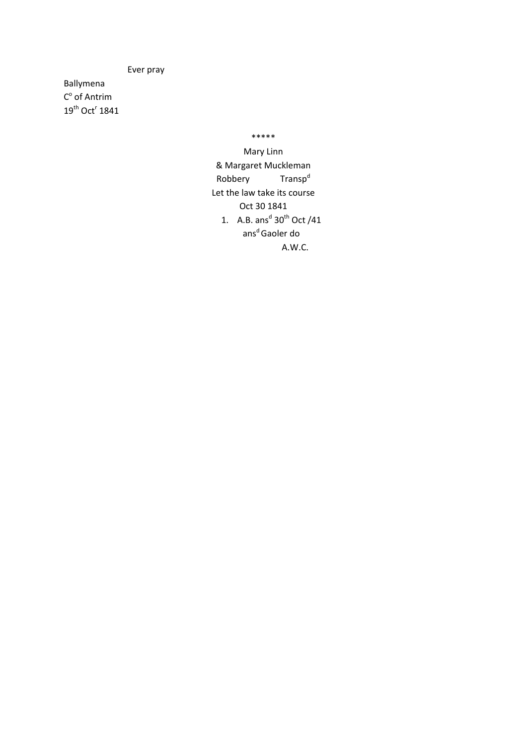Ever pray

Ballymena
C[o] of Antrim
19[th] Oct[r] 1841

*****

Mary Linn
& Margaret Muckleman
Robbery Transp[d]
Let the law take its course
Oct 30 1841

1. A.B. ans[d] 30[th] Oct /41
ans[d] Gaoler do
A.W.C.